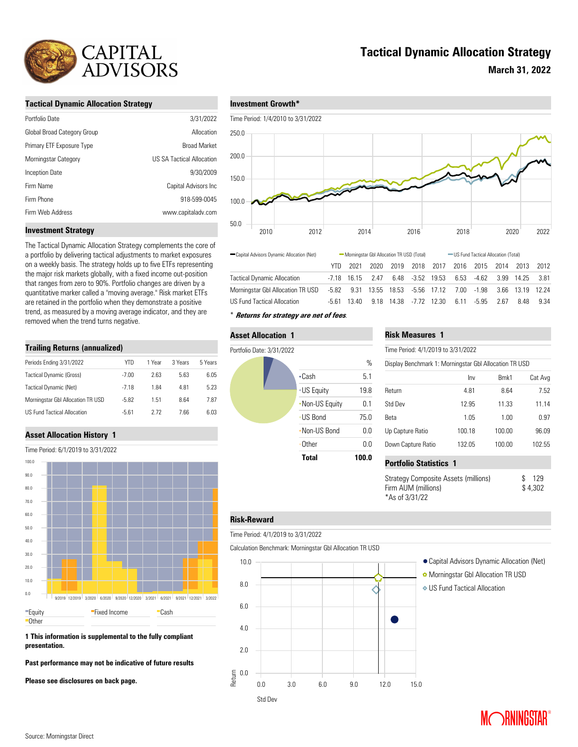# Tactical Dynamic Allocation Strategy

**March 31, 2022**

## Tactical Dynamic Allocation Strategy

| | |
|---|---|
| Portfolio Date | 3/31/2022 |
| Global Broad Category Group | Allocation |
| Primary ETF Exposure Type | Broad Market |
| Morningstar Category | US SA Tactical Allocation |
| Inception Date | 9/30/2009 |
| Firm Name | Capital Advisors Inc |
| Firm Phone | 918-599-0045 |
| Firm Web Address | www.capitaladv.com |

## Investment Strategy

The Tactical Dynamic Allocation Strategy complements the core of a portfolio by delivering tactical adjustments to market exposures on a weekly basis. The strategy holds up to five ETFs representing the major risk markets globally, with a fixed income out-position that ranges from zero to 90%. Portfolio changes are driven by a quantitative marker called a "moving average." Risk market ETFs are retained in the portfolio when they demonstrate a positive trend, as measured by a moving average indicator, and they are removed when the trend turns negative.

## Trailing Returns (annualized)

| Periods Ending 3/31/2022 | YTD | 1 Year | 3 Years | 5 Years |
|---|---|---|---|---|
| Tactical Dynamic (Gross) | -7.00 | 2.63 | 5.63 | 6.05 |
| Tactical Dynamic (Net) | -7.18 | 1.84 | 4.81 | 5.23 |
| Morningstar Gbl Allocation TR USD | -5.82 | 1.51 | 8.64 | 7.87 |
| US Fund Tactical Allocation | -5.61 | 2.72 | 7.66 | 6.03 |

## Asset Allocation History 1

Time Period: 6/1/2019 to 3/31/2022

Equity | Fixed Income | Cash | Other

**1 This information is supplemental to the fully compliant presentation.**

**Past performance may not be indicative of future results**

**Please see disclosures on back page.**

## Investment Growth*

Time Period: 1/4/2010 to 3/31/2022

Capital Advisors Dynamic Allocation (Net) | Morningstar Gbl Allocation TR USD (Total) | US Fund Tactical Allocation (Total)

| | YTD | 2021 | 2020 | 2019 | 2018 | 2017 | 2016 | 2015 | 2014 | 2013 | 2012 |
|---|---|---|---|---|---|---|---|---|---|---|---|
| Tactical Dynamic Allocation | -7.18 | 16.15 | 2.47 | 6.48 | -3.52 | 19.53 | 6.53 | -4.62 | 3.99 | 14.25 | 3.81 |
| Morningstar Gbl Allocation TR USD | -5.82 | 9.31 | 13.55 | 18.53 | -5.56 | 17.12 | 7.00 | -1.98 | 3.66 | 13.19 | 12.24 |
| US Fund Tactical Allocation | -5.61 | 13.40 | 9.18 | 14.38 | -7.72 | 12.30 | 6.11 | -5.95 | 2.67 | 8.48 | 9.34 |

\* ***Returns for strategy are net of fees.***

## Asset Allocation 1

Portfolio Date: 3/31/2022

| | % |
|---|---|
| Cash | 5.1 |
| US Equity | 19.8 |
| Non-US Equity | 0.1 |
| US Bond | 75.0 |
| Non-US Bond | 0.0 |
| Other | 0.0 |
| **Total** | **100.0** |

## Risk Measures 1

Time Period: 4/1/2019 to 3/31/2022

Display Benchmark 1: Morningstar Gbl Allocation TR USD

| | Inv | Bmk1 | Cat Avg |
|---|---|---|---|
| Return | 4.81 | 8.64 | 7.52 |
| Std Dev | 12.95 | 11.33 | 11.14 |
| Beta | 1.05 | 1.00 | 0.97 |
| Up Capture Ratio | 100.18 | 100.00 | 96.09 |
| Down Capture Ratio | 132.05 | 100.00 | 102.55 |

## Portfolio Statistics 1

| | |
|---|---|
| Strategy Composite Assets (millions) | $ 129 |
| Firm AUM (millions) | $ 4,302 |

*As of 3/31/22

## Risk-Reward

Time Period: 4/1/2019 to 3/31/2022

Calculation Benchmark: Morningstar Gbl Allocation TR USD

- Capital Advisors Dynamic Allocation (Net)
- Morningstar Gbl Allocation TR USD
- US Fund Tactical Allocation

Source: Morningstar Direct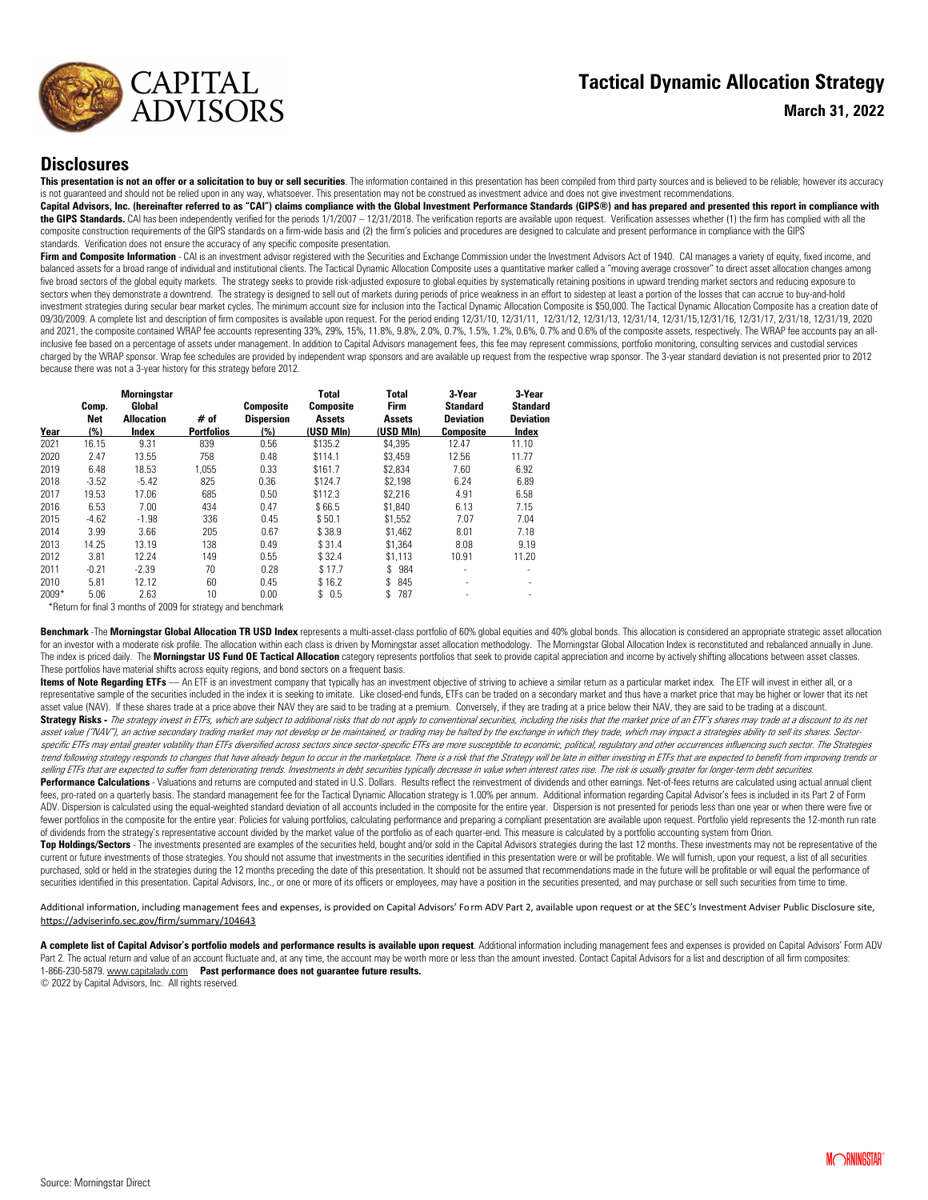# Tactical Dynamic Allocation Strategy

**March 31, 2022**

## Disclosures

**This presentation is not an offer or a solicitation to buy or sell securities**. The information contained in this presentation has been compiled from third party sources and is believed to be reliable; however its accuracy is not guaranteed and should not be relied upon in any way, whatsoever. This presentation may not be construed as investment advice and does not give investment recommendations.

**Capital Advisors, Inc. (hereinafter referred to as "CAI") claims compliance with the Global Investment Performance Standards (GIPS®) and has prepared and presented this report in compliance with the GIPS Standards.** CAI has been independently verified for the periods 1/1/2007 – 12/31/2018. The verification reports are available upon request. Verification assesses whether (1) the firm has complied with all the composite construction requirements of the GIPS standards on a firm-wide basis and (2) the firm's policies and procedures are designed to calculate and present performance in compliance with the GIPS standards. Verification does not ensure the accuracy of any specific composite presentation.

**Firm and Composite Information** - CAI is an investment advisor registered with the Securities and Exchange Commission under the Investment Advisors Act of 1940. CAI manages a variety of equity, fixed income, and balanced assets for a broad range of individual and institutional clients. The Tactical Dynamic Allocation Composite uses a quantitative marker called a "moving average crossover" to direct asset allocation changes among five broad sectors of the global equity markets. The strategy seeks to provide risk-adjusted exposure to global equities by systematically retaining positions in upward trending market sectors and reducing exposure to sectors when they demonstrate a downtrend. The strategy is designed to sell out of markets during periods of price weakness in an effort to sidestep at least a portion of the losses that can accrue to buy-and-hold investment strategies during secular bear market cycles. The minimum account size for inclusion into the Tactical Dynamic Allocation Composite is $50,000. The Tactical Dynamic Allocation Composite has a creation date of 09/30/2009. A complete list and description of firm composites is available upon request. For the period ending 12/31/10, 12/31/11, 12/31/12, 12/31/13, 12/31/14, 12/31/15,12/31/16, 12/31/17, 2/31/18, 12/31/19, 2020 and 2021, the composite contained WRAP fee accounts representing 33%, 29%, 15%, 11.8%, 9.8%, 2.0%, 0.7%, 1.5%, 1.2%, 0.6%, 0.7% and 0.6% of the composite assets, respectively. The WRAP fee accounts pay an all-inclusive fee based on a percentage of assets under management. In addition to Capital Advisors management fees, this fee may represent commissions, portfolio monitoring, consulting services and custodial services charged by the WRAP sponsor. Wrap fee schedules are provided by independent wrap sponsors and are available up request from the respective wrap sponsor. The 3-year standard deviation is not presented prior to 2012 because there was not a 3-year history for this strategy before 2012.

| Year | Comp. Net (%) | Morningstar Global Allocation Index | # of Portfolios | Composite Dispersion (%) | Total Composite Assets (USD Mln) | Total Firm Assets (USD Mln) | 3-Year Standard Deviation Composite | 3-Year Standard Deviation Index |
|---|---|---|---|---|---|---|---|---|
| 2021 | 16.15 | 9.31 | 839 | 0.56 | $135.2 | $4,395 | 12.47 | 11.10 |
| 2020 | 2.47 | 13.55 | 758 | 0.48 | $114.1 | $3,459 | 12.56 | 11.77 |
| 2019 | 6.48 | 18.53 | 1,055 | 0.33 | $161.7 | $2,834 | 7.60 | 6.92 |
| 2018 | -3.52 | -5.42 | 825 | 0.36 | $124.7 | $2,198 | 6.24 | 6.89 |
| 2017 | 19.53 | 17.06 | 685 | 0.50 | $112.3 | $2,216 | 4.91 | 6.58 |
| 2016 | 6.53 | 7.00 | 434 | 0.47 | $ 66.5 | $1,840 | 6.13 | 7.15 |
| 2015 | -4.62 | -1.98 | 336 | 0.45 | $ 50.1 | $1,552 | 7.07 | 7.04 |
| 2014 | 3.99 | 3.66 | 205 | 0.67 | $ 38.9 | $1,462 | 8.01 | 7.18 |
| 2013 | 14.25 | 13.19 | 138 | 0.49 | $ 31.4 | $1,364 | 8.08 | 9.19 |
| 2012 | 3.81 | 12.24 | 149 | 0.55 | $ 32.4 | $1,113 | 10.91 | 11.20 |
| 2011 | -0.21 | -2.39 | 70 | 0.28 | $ 17.7 | $ 984 | - | - |
| 2010 | 5.81 | 12.12 | 60 | 0.45 | $ 16.2 | $ 845 | - | - |
| 2009* | 5.06 | 2.63 | 10 | 0.00 | $ 0.5 | $ 787 | - | - |

*Return for final 3 months of 2009 for strategy and benchmark

**Benchmark** -The **Morningstar Global Allocation TR USD Index** represents a multi-asset-class portfolio of 60% global equities and 40% global bonds. This allocation is considered an appropriate strategic asset allocation for an investor with a moderate risk profile. The allocation within each class is driven by Morningstar asset allocation methodology. The Morningstar Global Allocation Index is reconstituted and rebalanced annually in June. The index is priced daily. The **Morningstar US Fund OE Tactical Allocation** category represents portfolios that seek to provide capital appreciation and income by actively shifting allocations between asset classes. These portfolios have material shifts across equity regions, and bond sectors on a frequent basis.

**Items of Note Regarding ETFs** — An ETF is an investment company that typically has an investment objective of striving to achieve a similar return as a particular market index. The ETF will invest in either all, or a representative sample of the securities included in the index it is seeking to imitate. Like closed-end funds, ETFs can be traded on a secondary market and thus have a market price that may be higher or lower that its net asset value (NAV). If these shares trade at a price above their NAV they are said to be trading at a premium. Conversely, if they are trading at a price below their NAV, they are said to be trading at a discount.

**Strategy Risks -** *The strategy invest in ETFs, which are subject to additional risks that do not apply to conventional securities, including the risks that the market price of an ETF's shares may trade at a discount to its net asset value ("NAV"), an active secondary trading market may not develop or be maintained, or trading may be halted by the exchange in which they trade, which may impact a strategies ability to sell its shares. Sector-specific ETFs may entail greater volatility than ETFs diversified across sectors since sector-specific ETFs are more susceptible to economic, political, regulatory and other occurrences influencing such sector. The Strategies trend following strategy responds to changes that have already begun to occur in the marketplace. There is a risk that the Strategy will be late in either investing in ETFs that are expected to benefit from improving trends or selling ETFs that are expected to suffer from deteriorating trends. Investments in debt securities typically decrease in value when interest rates rise. The risk is usually greater for longer-term debt securities.*

**Performance Calculations** - Valuations and returns are computed and stated in U.S. Dollars. Results reflect the reinvestment of dividends and other earnings. Net-of-fees returns are calculated using actual annual client fees, pro-rated on a quarterly basis. The standard management fee for the Tactical Dynamic Allocation strategy is 1.00% per annum. Additional information regarding Capital Advisor's fees is included in its Part 2 of Form ADV. Dispersion is calculated using the equal-weighted standard deviation of all accounts included in the composite for the entire year. Dispersion is not presented for periods less than one year or when there were five or fewer portfolios in the composite for the entire year. Policies for valuing portfolios, calculating performance and preparing a compliant presentation are available upon request. Portfolio yield represents the 12-month run rate of dividends from the strategy's representative account divided by the market value of the portfolio as of each quarter-end. This measure is calculated by a portfolio accounting system from Orion.

**Top Holdings/Sectors** - The investments presented are examples of the securities held, bought and/or sold in the Capital Advisors strategies during the last 12 months. These investments may not be representative of the current or future investments of those strategies. You should not assume that investments in the securities identified in this presentation were or will be profitable. We will furnish, upon your request, a list of all securities purchased, sold or held in the strategies during the 12 months preceding the date of this presentation. It should not be assumed that recommendations made in the future will be profitable or will equal the performance of securities identified in this presentation. Capital Advisors, Inc., or one or more of its officers or employees, may have a position in the securities presented, and may purchase or sell such securities from time to time.

Additional information, including management fees and expenses, is provided on Capital Advisors' Form ADV Part 2, available upon request or at the SEC's Investment Adviser Public Disclosure site, https://adviserinfo.sec.gov/firm/summary/104643

**A complete list of Capital Advisor's portfolio models and performance results is available upon request**. Additional information including management fees and expenses is provided on Capital Advisors' Form ADV Part 2. The actual return and value of an account fluctuate and, at any time, the account may be worth more or less than the amount invested. Contact Capital Advisors for a list and description of all firm composites: 1-866-230-5879. www.capitaladv.com **Past performance does not guarantee future results.**

© 2022 by Capital Advisors, Inc. All rights reserved.

Source: Morningstar Direct